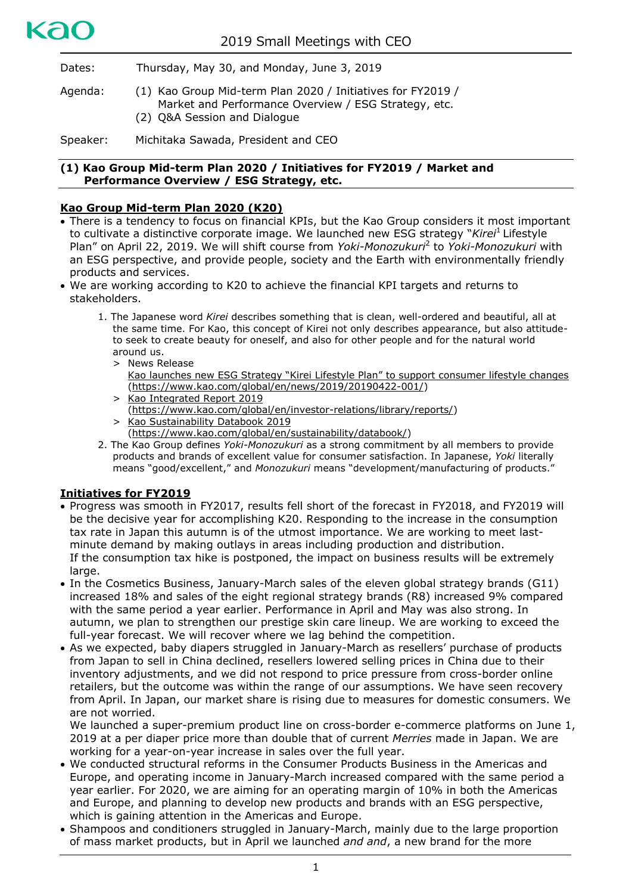# 2019 Small Meetings with CEO

Dates: Thursday, May 30, and Monday, June 3, 2019

Agenda: (1) Kao Group Mid-term Plan 2020 / Initiatives for FY2019 / Market and Performance Overview / ESG Strategy, etc.
(2) Q&A Session and Dialogue

Speaker: Michitaka Sawada, President and CEO

## (1) Kao Group Mid-term Plan 2020 / Initiatives for FY2019 / Market and Performance Overview / ESG Strategy, etc.

### Kao Group Mid-term Plan 2020 (K20)

- There is a tendency to focus on financial KPIs, but the Kao Group considers it most important to cultivate a distinctive corporate image. We launched new ESG strategy "*Kirei*[1] Lifestyle Plan" on April 22, 2019. We will shift course from *Yoki-Monozukuri*[2] to *Yoki-Monozukuri* with an ESG perspective, and provide people, society and the Earth with environmentally friendly products and services.
- We are working according to K20 to achieve the financial KPI targets and returns to stakeholders.

1. The Japanese word *Kirei* describes something that is clean, well-ordered and beautiful, all at the same time. For Kao, this concept of Kirei not only describes appearance, but also attitude- to seek to create beauty for oneself, and also for other people and for the natural world around us.
   > News Release
   Kao launches new ESG Strategy "Kirei Lifestyle Plan" to support consumer lifestyle changes (https://www.kao.com/global/en/news/2019/20190422-001/)
   > Kao Integrated Report 2019
   (https://www.kao.com/global/en/investor-relations/library/reports/)
   > Kao Sustainability Databook 2019
   (https://www.kao.com/global/en/sustainability/databook/)
2. The Kao Group defines *Yoki-Monozukuri* as a strong commitment by all members to provide products and brands of excellent value for consumer satisfaction. In Japanese, *Yoki* literally means "good/excellent," and *Monozukuri* means "development/manufacturing of products."

### Initiatives for FY2019

- Progress was smooth in FY2017, results fell short of the forecast in FY2018, and FY2019 will be the decisive year for accomplishing K20. Responding to the increase in the consumption tax rate in Japan this autumn is of the utmost importance. We are working to meet last-minute demand by making outlays in areas including production and distribution.
  If the consumption tax hike is postponed, the impact on business results will be extremely large.
- In the Cosmetics Business, January-March sales of the eleven global strategy brands (G11) increased 18% and sales of the eight regional strategy brands (R8) increased 9% compared with the same period a year earlier. Performance in April and May was also strong. In autumn, we plan to strengthen our prestige skin care lineup. We are working to exceed the full-year forecast. We will recover where we lag behind the competition.
- As we expected, baby diapers struggled in January-March as resellers' purchase of products from Japan to sell in China declined, resellers lowered selling prices in China due to their inventory adjustments, and we did not respond to price pressure from cross-border online retailers, but the outcome was within the range of our assumptions. We have seen recovery from April. In Japan, our market share is rising due to measures for domestic consumers. We are not worried.
  We launched a super-premium product line on cross-border e-commerce platforms on June 1, 2019 at a per diaper price more than double that of current *Merries* made in Japan. We are working for a year-on-year increase in sales over the full year.
- We conducted structural reforms in the Consumer Products Business in the Americas and Europe, and operating income in January-March increased compared with the same period a year earlier. For 2020, we are aiming for an operating margin of 10% in both the Americas and Europe, and planning to develop new products and brands with an ESG perspective, which is gaining attention in the Americas and Europe.
- Shampoos and conditioners struggled in January-March, mainly due to the large proportion of mass market products, but in April we launched *and and*, a new brand for the more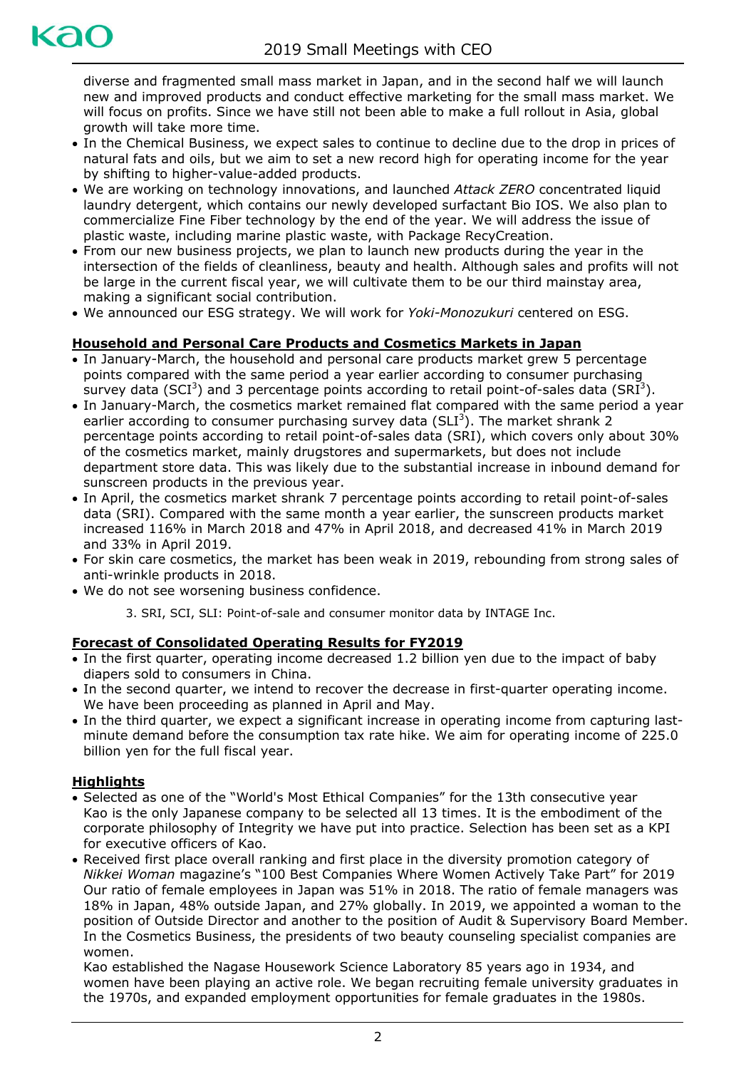diverse and fragmented small mass market in Japan, and in the second half we will launch new and improved products and conduct effective marketing for the small mass market. We will focus on profits. Since we have still not been able to make a full rollout in Asia, global growth will take more time.

- In the Chemical Business, we expect sales to continue to decline due to the drop in prices of natural fats and oils, but we aim to set a new record high for operating income for the year by shifting to higher-value-added products.
- We are working on technology innovations, and launched *Attack ZERO* concentrated liquid laundry detergent, which contains our newly developed surfactant Bio IOS. We also plan to commercialize Fine Fiber technology by the end of the year. We will address the issue of plastic waste, including marine plastic waste, with Package RecyCreation.
- From our new business projects, we plan to launch new products during the year in the intersection of the fields of cleanliness, beauty and health. Although sales and profits will not be large in the current fiscal year, we will cultivate them to be our third mainstay area, making a significant social contribution.
- We announced our ESG strategy. We will work for *Yoki-Monozukuri* centered on ESG.

## Household and Personal Care Products and Cosmetics Markets in Japan

- In January-March, the household and personal care products market grew 5 percentage points compared with the same period a year earlier according to consumer purchasing survey data (SCI[3]) and 3 percentage points according to retail point-of-sales data (SRI[3]).
- In January-March, the cosmetics market remained flat compared with the same period a year earlier according to consumer purchasing survey data (SLI[3]). The market shrank 2 percentage points according to retail point-of-sales data (SRI), which covers only about 30% of the cosmetics market, mainly drugstores and supermarkets, but does not include department store data. This was likely due to the substantial increase in inbound demand for sunscreen products in the previous year.
- In April, the cosmetics market shrank 7 percentage points according to retail point-of-sales data (SRI). Compared with the same month a year earlier, the sunscreen products market increased 116% in March 2018 and 47% in April 2018, and decreased 41% in March 2019 and 33% in April 2019.
- For skin care cosmetics, the market has been weak in 2019, rebounding from strong sales of anti-wrinkle products in 2018.
- We do not see worsening business confidence.

3. SRI, SCI, SLI: Point-of-sale and consumer monitor data by INTAGE Inc.

## Forecast of Consolidated Operating Results for FY2019

- In the first quarter, operating income decreased 1.2 billion yen due to the impact of baby diapers sold to consumers in China.
- In the second quarter, we intend to recover the decrease in first-quarter operating income. We have been proceeding as planned in April and May.
- In the third quarter, we expect a significant increase in operating income from capturing last-minute demand before the consumption tax rate hike. We aim for operating income of 225.0 billion yen for the full fiscal year.

## Highlights

- Selected as one of the "World's Most Ethical Companies" for the 13th consecutive year
  Kao is the only Japanese company to be selected all 13 times. It is the embodiment of the corporate philosophy of Integrity we have put into practice. Selection has been set as a KPI for executive officers of Kao.
- Received first place overall ranking and first place in the diversity promotion category of *Nikkei Woman* magazine's "100 Best Companies Where Women Actively Take Part" for 2019
  Our ratio of female employees in Japan was 51% in 2018. The ratio of female managers was 18% in Japan, 48% outside Japan, and 27% globally. In 2019, we appointed a woman to the position of Outside Director and another to the position of Audit & Supervisory Board Member. In the Cosmetics Business, the presidents of two beauty counseling specialist companies are women.
  Kao established the Nagase Housework Science Laboratory 85 years ago in 1934, and women have been playing an active role. We began recruiting female university graduates in the 1970s, and expanded employment opportunities for female graduates in the 1980s.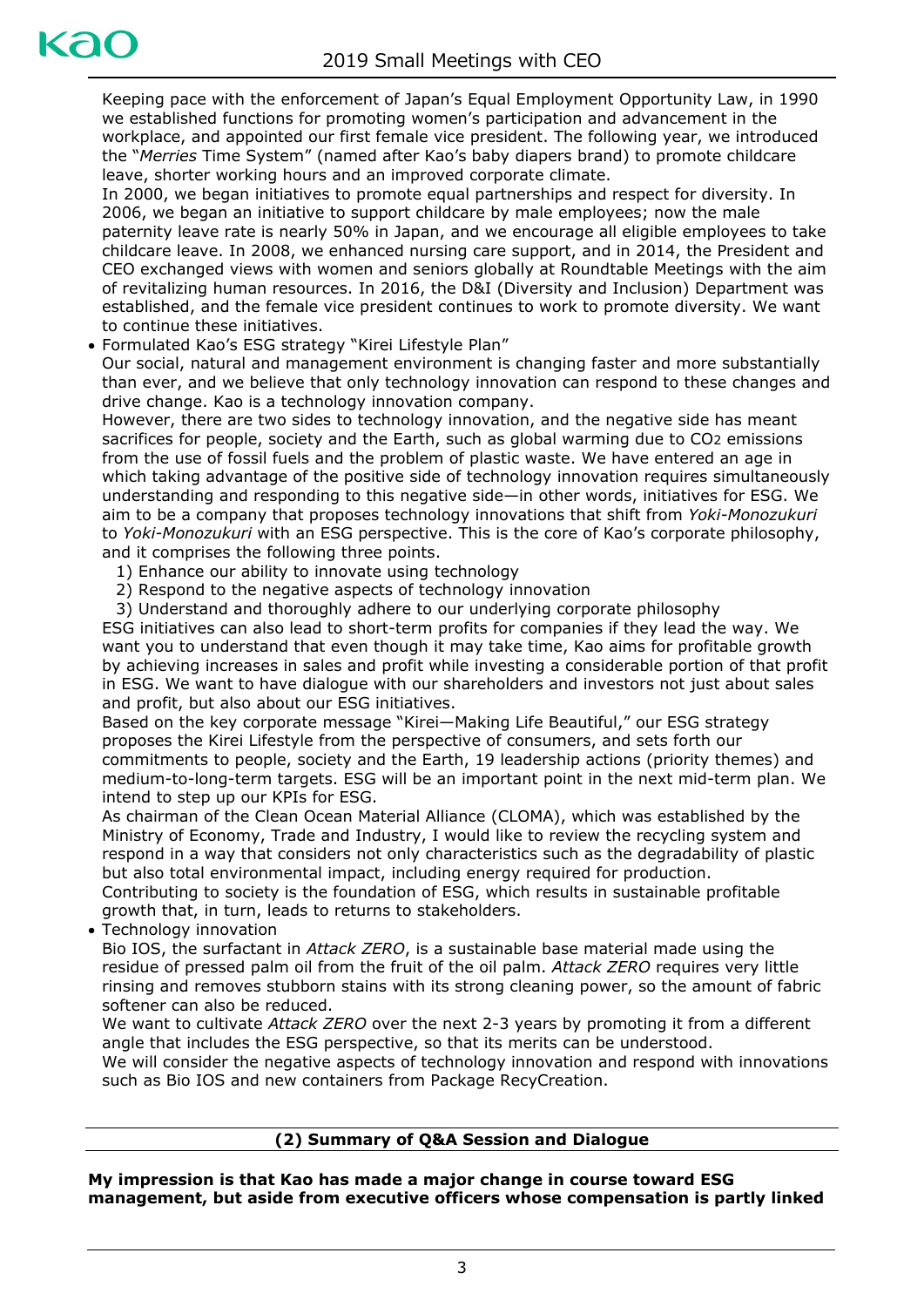Keeping pace with the enforcement of Japan's Equal Employment Opportunity Law, in 1990 we established functions for promoting women's participation and advancement in the workplace, and appointed our first female vice president. The following year, we introduced the "*Merries* Time System" (named after Kao's baby diapers brand) to promote childcare leave, shorter working hours and an improved corporate climate.
In 2000, we began initiatives to promote equal partnerships and respect for diversity. In 2006, we began an initiative to support childcare by male employees; now the male paternity leave rate is nearly 50% in Japan, and we encourage all eligible employees to take childcare leave. In 2008, we enhanced nursing care support, and in 2014, the President and CEO exchanged views with women and seniors globally at Roundtable Meetings with the aim of revitalizing human resources. In 2016, the D&I (Diversity and Inclusion) Department was established, and the female vice president continues to work to promote diversity. We want to continue these initiatives.

- Formulated Kao's ESG strategy "Kirei Lifestyle Plan"

Our social, natural and management environment is changing faster and more substantially than ever, and we believe that only technology innovation can respond to these changes and drive change. Kao is a technology innovation company.
However, there are two sides to technology innovation, and the negative side has meant sacrifices for people, society and the Earth, such as global warming due to $CO_2$ emissions from the use of fossil fuels and the problem of plastic waste. We have entered an age in which taking advantage of the positive side of technology innovation requires simultaneously understanding and responding to this negative side—in other words, initiatives for ESG. We aim to be a company that proposes technology innovations that shift from *Yoki-Monozukuri* to *Yoki-Monozukuri* with an ESG perspective. This is the core of Kao's corporate philosophy, and it comprises the following three points.

1) Enhance our ability to innovate using technology
2) Respond to the negative aspects of technology innovation
3) Understand and thoroughly adhere to our underlying corporate philosophy

ESG initiatives can also lead to short-term profits for companies if they lead the way. We want you to understand that even though it may take time, Kao aims for profitable growth by achieving increases in sales and profit while investing a considerable portion of that profit in ESG. We want to have dialogue with our shareholders and investors not just about sales and profit, but also about our ESG initiatives.
Based on the key corporate message "Kirei—Making Life Beautiful," our ESG strategy proposes the Kirei Lifestyle from the perspective of consumers, and sets forth our commitments to people, society and the Earth, 19 leadership actions (priority themes) and medium-to-long-term targets. ESG will be an important point in the next mid-term plan. We intend to step up our KPIs for ESG.
As chairman of the Clean Ocean Material Alliance (CLOMA), which was established by the Ministry of Economy, Trade and Industry, I would like to review the recycling system and respond in a way that considers not only characteristics such as the degradability of plastic but also total environmental impact, including energy required for production.
Contributing to society is the foundation of ESG, which results in sustainable profitable growth that, in turn, leads to returns to stakeholders.

- Technology innovation

Bio IOS, the surfactant in *Attack ZERO*, is a sustainable base material made using the residue of pressed palm oil from the fruit of the oil palm. *Attack ZERO* requires very little rinsing and removes stubborn stains with its strong cleaning power, so the amount of fabric softener can also be reduced.
We want to cultivate *Attack ZERO* over the next 2-3 years by promoting it from a different angle that includes the ESG perspective, so that its merits can be understood.
We will consider the negative aspects of technology innovation and respond with innovations such as Bio IOS and new containers from Package RecyCreation.

## (2) Summary of Q&A Session and Dialogue

**My impression is that Kao has made a major change in course toward ESG management, but aside from executive officers whose compensation is partly linked**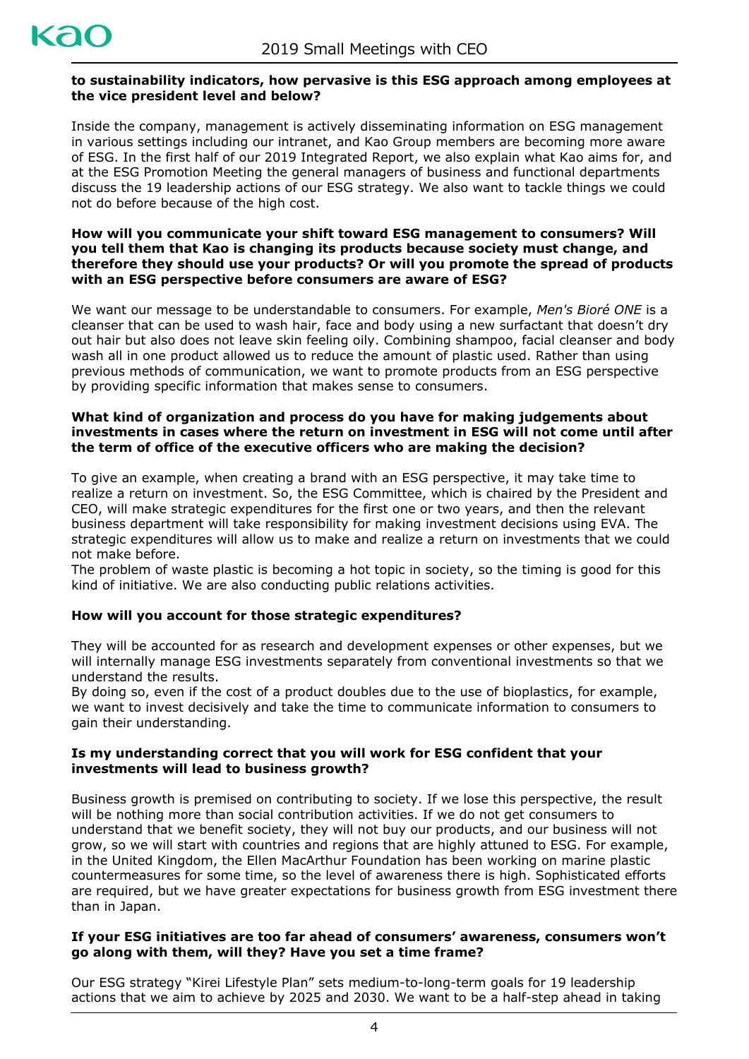**to sustainability indicators, how pervasive is this ESG approach among employees at the vice president level and below?**

Inside the company, management is actively disseminating information on ESG management in various settings including our intranet, and Kao Group members are becoming more aware of ESG. In the first half of our 2019 Integrated Report, we also explain what Kao aims for, and at the ESG Promotion Meeting the general managers of business and functional departments discuss the 19 leadership actions of our ESG strategy. We also want to tackle things we could not do before because of the high cost.

**How will you communicate your shift toward ESG management to consumers? Will you tell them that Kao is changing its products because society must change, and therefore they should use your products? Or will you promote the spread of products with an ESG perspective before consumers are aware of ESG?**

We want our message to be understandable to consumers. For example, *Men's Bioré ONE* is a cleanser that can be used to wash hair, face and body using a new surfactant that doesn't dry out hair but also does not leave skin feeling oily. Combining shampoo, facial cleanser and body wash all in one product allowed us to reduce the amount of plastic used. Rather than using previous methods of communication, we want to promote products from an ESG perspective by providing specific information that makes sense to consumers.

**What kind of organization and process do you have for making judgements about investments in cases where the return on investment in ESG will not come until after the term of office of the executive officers who are making the decision?**

To give an example, when creating a brand with an ESG perspective, it may take time to realize a return on investment. So, the ESG Committee, which is chaired by the President and CEO, will make strategic expenditures for the first one or two years, and then the relevant business department will take responsibility for making investment decisions using EVA. The strategic expenditures will allow us to make and realize a return on investments that we could not make before.
The problem of waste plastic is becoming a hot topic in society, so the timing is good for this kind of initiative. We are also conducting public relations activities.

**How will you account for those strategic expenditures?**

They will be accounted for as research and development expenses or other expenses, but we will internally manage ESG investments separately from conventional investments so that we understand the results.
By doing so, even if the cost of a product doubles due to the use of bioplastics, for example, we want to invest decisively and take the time to communicate information to consumers to gain their understanding.

**Is my understanding correct that you will work for ESG confident that your investments will lead to business growth?**

Business growth is premised on contributing to society. If we lose this perspective, the result will be nothing more than social contribution activities. If we do not get consumers to understand that we benefit society, they will not buy our products, and our business will not grow, so we will start with countries and regions that are highly attuned to ESG. For example, in the United Kingdom, the Ellen MacArthur Foundation has been working on marine plastic countermeasures for some time, so the level of awareness there is high. Sophisticated efforts are required, but we have greater expectations for business growth from ESG investment there than in Japan.

**If your ESG initiatives are too far ahead of consumers' awareness, consumers won't go along with them, will they? Have you set a time frame?**

Our ESG strategy "Kirei Lifestyle Plan" sets medium-to-long-term goals for 19 leadership actions that we aim to achieve by 2025 and 2030. We want to be a half-step ahead in taking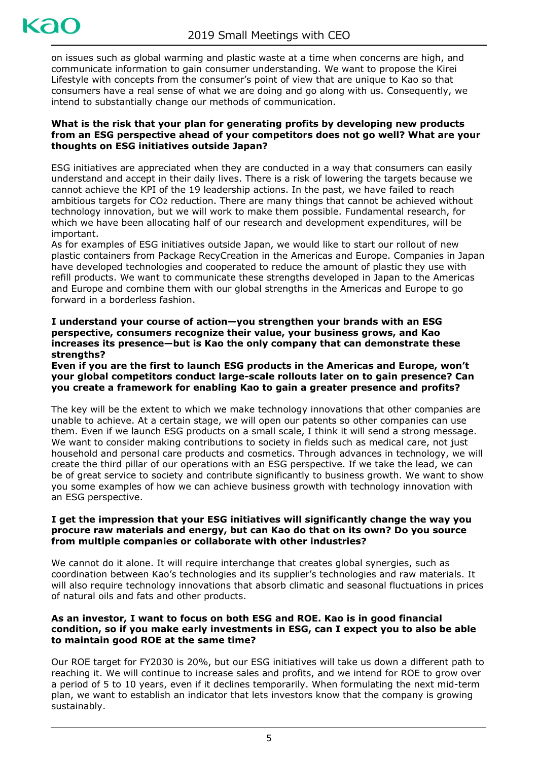on issues such as global warming and plastic waste at a time when concerns are high, and communicate information to gain consumer understanding. We want to propose the Kirei Lifestyle with concepts from the consumer's point of view that are unique to Kao so that consumers have a real sense of what we are doing and go along with us. Consequently, we intend to substantially change our methods of communication.

**What is the risk that your plan for generating profits by developing new products from an ESG perspective ahead of your competitors does not go well? What are your thoughts on ESG initiatives outside Japan?**

ESG initiatives are appreciated when they are conducted in a way that consumers can easily understand and accept in their daily lives. There is a risk of lowering the targets because we cannot achieve the KPI of the 19 leadership actions. In the past, we have failed to reach ambitious targets for $CO_2$ reduction. There are many things that cannot be achieved without technology innovation, but we will work to make them possible. Fundamental research, for which we have been allocating half of our research and development expenditures, will be important.

As for examples of ESG initiatives outside Japan, we would like to start our rollout of new plastic containers from Package RecyCreation in the Americas and Europe. Companies in Japan have developed technologies and cooperated to reduce the amount of plastic they use with refill products. We want to communicate these strengths developed in Japan to the Americas and Europe and combine them with our global strengths in the Americas and Europe to go forward in a borderless fashion.

**I understand your course of action—you strengthen your brands with an ESG perspective, consumers recognize their value, your business grows, and Kao increases its presence—but is Kao the only company that can demonstrate these strengths?**

**Even if you are the first to launch ESG products in the Americas and Europe, won't your global competitors conduct large-scale rollouts later on to gain presence? Can you create a framework for enabling Kao to gain a greater presence and profits?**

The key will be the extent to which we make technology innovations that other companies are unable to achieve. At a certain stage, we will open our patents so other companies can use them. Even if we launch ESG products on a small scale, I think it will send a strong message. We want to consider making contributions to society in fields such as medical care, not just household and personal care products and cosmetics. Through advances in technology, we will create the third pillar of our operations with an ESG perspective. If we take the lead, we can be of great service to society and contribute significantly to business growth. We want to show you some examples of how we can achieve business growth with technology innovation with an ESG perspective.

**I get the impression that your ESG initiatives will significantly change the way you procure raw materials and energy, but can Kao do that on its own? Do you source from multiple companies or collaborate with other industries?**

We cannot do it alone. It will require interchange that creates global synergies, such as coordination between Kao's technologies and its supplier's technologies and raw materials. It will also require technology innovations that absorb climatic and seasonal fluctuations in prices of natural oils and fats and other products.

**As an investor, I want to focus on both ESG and ROE. Kao is in good financial condition, so if you make early investments in ESG, can I expect you to also be able to maintain good ROE at the same time?**

Our ROE target for FY2030 is 20%, but our ESG initiatives will take us down a different path to reaching it. We will continue to increase sales and profits, and we intend for ROE to grow over a period of 5 to 10 years, even if it declines temporarily. When formulating the next mid-term plan, we want to establish an indicator that lets investors know that the company is growing sustainably.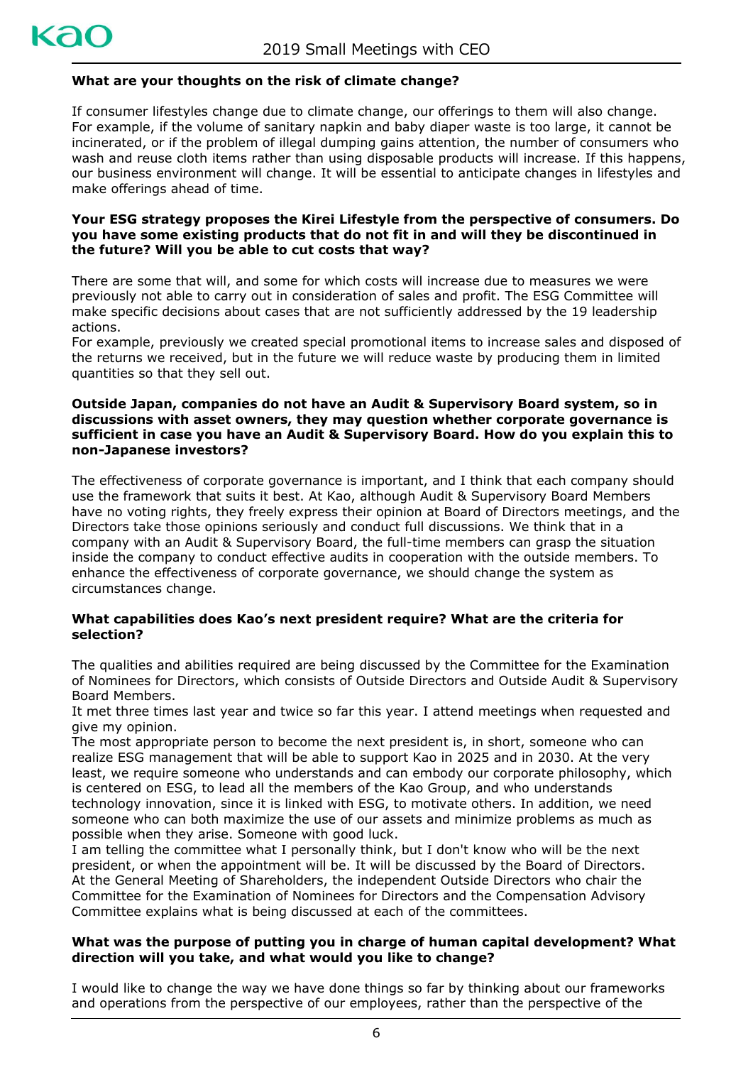**What are your thoughts on the risk of climate change?**

If consumer lifestyles change due to climate change, our offerings to them will also change. For example, if the volume of sanitary napkin and baby diaper waste is too large, it cannot be incinerated, or if the problem of illegal dumping gains attention, the number of consumers who wash and reuse cloth items rather than using disposable products will increase. If this happens, our business environment will change. It will be essential to anticipate changes in lifestyles and make offerings ahead of time.

**Your ESG strategy proposes the Kirei Lifestyle from the perspective of consumers. Do you have some existing products that do not fit in and will they be discontinued in the future? Will you be able to cut costs that way?**

There are some that will, and some for which costs will increase due to measures we were previously not able to carry out in consideration of sales and profit. The ESG Committee will make specific decisions about cases that are not sufficiently addressed by the 19 leadership actions.

For example, previously we created special promotional items to increase sales and disposed of the returns we received, but in the future we will reduce waste by producing them in limited quantities so that they sell out.

**Outside Japan, companies do not have an Audit & Supervisory Board system, so in discussions with asset owners, they may question whether corporate governance is sufficient in case you have an Audit & Supervisory Board. How do you explain this to non-Japanese investors?**

The effectiveness of corporate governance is important, and I think that each company should use the framework that suits it best. At Kao, although Audit & Supervisory Board Members have no voting rights, they freely express their opinion at Board of Directors meetings, and the Directors take those opinions seriously and conduct full discussions. We think that in a company with an Audit & Supervisory Board, the full-time members can grasp the situation inside the company to conduct effective audits in cooperation with the outside members. To enhance the effectiveness of corporate governance, we should change the system as circumstances change.

**What capabilities does Kao's next president require? What are the criteria for selection?**

The qualities and abilities required are being discussed by the Committee for the Examination of Nominees for Directors, which consists of Outside Directors and Outside Audit & Supervisory Board Members.

It met three times last year and twice so far this year. I attend meetings when requested and give my opinion.

The most appropriate person to become the next president is, in short, someone who can realize ESG management that will be able to support Kao in 2025 and in 2030. At the very least, we require someone who understands and can embody our corporate philosophy, which is centered on ESG, to lead all the members of the Kao Group, and who understands technology innovation, since it is linked with ESG, to motivate others. In addition, we need someone who can both maximize the use of our assets and minimize problems as much as possible when they arise. Someone with good luck.

I am telling the committee what I personally think, but I don't know who will be the next president, or when the appointment will be. It will be discussed by the Board of Directors. At the General Meeting of Shareholders, the independent Outside Directors who chair the Committee for the Examination of Nominees for Directors and the Compensation Advisory Committee explains what is being discussed at each of the committees.

**What was the purpose of putting you in charge of human capital development? What direction will you take, and what would you like to change?**

I would like to change the way we have done things so far by thinking about our frameworks and operations from the perspective of our employees, rather than the perspective of the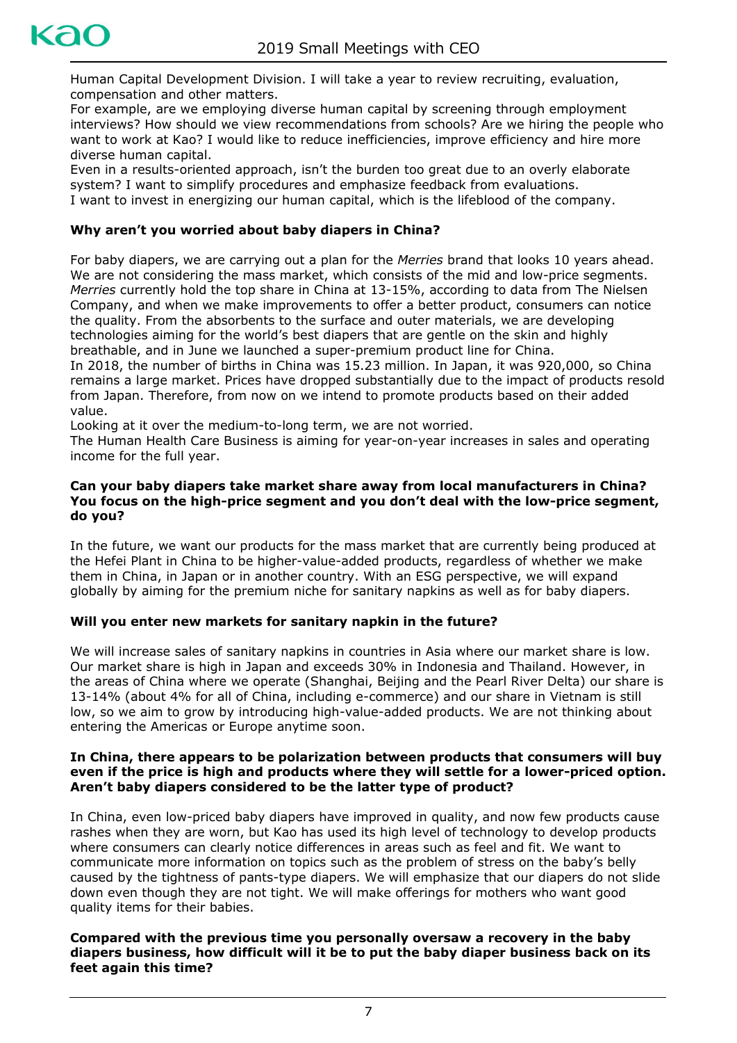Human Capital Development Division. I will take a year to review recruiting, evaluation, compensation and other matters.
For example, are we employing diverse human capital by screening through employment interviews? How should we view recommendations from schools? Are we hiring the people who want to work at Kao? I would like to reduce inefficiencies, improve efficiency and hire more diverse human capital.
Even in a results-oriented approach, isn't the burden too great due to an overly elaborate system? I want to simplify procedures and emphasize feedback from evaluations.
I want to invest in energizing our human capital, which is the lifeblood of the company.

**Why aren't you worried about baby diapers in China?**

For baby diapers, we are carrying out a plan for the *Merries* brand that looks 10 years ahead. We are not considering the mass market, which consists of the mid and low-price segments. *Merries* currently hold the top share in China at 13-15%, according to data from The Nielsen Company, and when we make improvements to offer a better product, consumers can notice the quality. From the absorbents to the surface and outer materials, we are developing technologies aiming for the world's best diapers that are gentle on the skin and highly breathable, and in June we launched a super-premium product line for China.
In 2018, the number of births in China was 15.23 million. In Japan, it was 920,000, so China remains a large market. Prices have dropped substantially due to the impact of products resold from Japan. Therefore, from now on we intend to promote products based on their added value.
Looking at it over the medium-to-long term, we are not worried.
The Human Health Care Business is aiming for year-on-year increases in sales and operating income for the full year.

**Can your baby diapers take market share away from local manufacturers in China? You focus on the high-price segment and you don't deal with the low-price segment, do you?**

In the future, we want our products for the mass market that are currently being produced at the Hefei Plant in China to be higher-value-added products, regardless of whether we make them in China, in Japan or in another country. With an ESG perspective, we will expand globally by aiming for the premium niche for sanitary napkins as well as for baby diapers.

**Will you enter new markets for sanitary napkin in the future?**

We will increase sales of sanitary napkins in countries in Asia where our market share is low. Our market share is high in Japan and exceeds 30% in Indonesia and Thailand. However, in the areas of China where we operate (Shanghai, Beijing and the Pearl River Delta) our share is 13-14% (about 4% for all of China, including e-commerce) and our share in Vietnam is still low, so we aim to grow by introducing high-value-added products. We are not thinking about entering the Americas or Europe anytime soon.

**In China, there appears to be polarization between products that consumers will buy even if the price is high and products where they will settle for a lower-priced option. Aren't baby diapers considered to be the latter type of product?**

In China, even low-priced baby diapers have improved in quality, and now few products cause rashes when they are worn, but Kao has used its high level of technology to develop products where consumers can clearly notice differences in areas such as feel and fit. We want to communicate more information on topics such as the problem of stress on the baby's belly caused by the tightness of pants-type diapers. We will emphasize that our diapers do not slide down even though they are not tight. We will make offerings for mothers who want good quality items for their babies.

**Compared with the previous time you personally oversaw a recovery in the baby diapers business, how difficult will it be to put the baby diaper business back on its feet again this time?**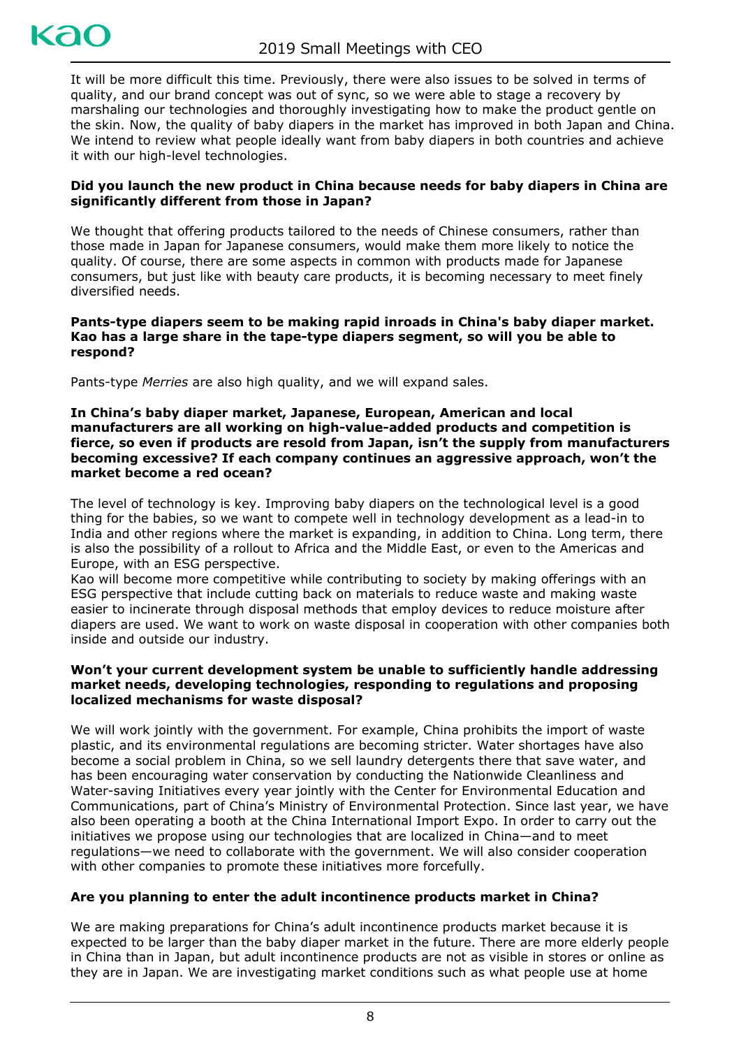It will be more difficult this time. Previously, there were also issues to be solved in terms of quality, and our brand concept was out of sync, so we were able to stage a recovery by marshaling our technologies and thoroughly investigating how to make the product gentle on the skin. Now, the quality of baby diapers in the market has improved in both Japan and China. We intend to review what people ideally want from baby diapers in both countries and achieve it with our high-level technologies.

**Did you launch the new product in China because needs for baby diapers in China are significantly different from those in Japan?**

We thought that offering products tailored to the needs of Chinese consumers, rather than those made in Japan for Japanese consumers, would make them more likely to notice the quality. Of course, there are some aspects in common with products made for Japanese consumers, but just like with beauty care products, it is becoming necessary to meet finely diversified needs.

**Pants-type diapers seem to be making rapid inroads in China's baby diaper market. Kao has a large share in the tape-type diapers segment, so will you be able to respond?**

Pants-type *Merries* are also high quality, and we will expand sales.

**In China's baby diaper market, Japanese, European, American and local manufacturers are all working on high-value-added products and competition is fierce, so even if products are resold from Japan, isn't the supply from manufacturers becoming excessive? If each company continues an aggressive approach, won't the market become a red ocean?**

The level of technology is key. Improving baby diapers on the technological level is a good thing for the babies, so we want to compete well in technology development as a lead-in to India and other regions where the market is expanding, in addition to China. Long term, there is also the possibility of a rollout to Africa and the Middle East, or even to the Americas and Europe, with an ESG perspective.

Kao will become more competitive while contributing to society by making offerings with an ESG perspective that include cutting back on materials to reduce waste and making waste easier to incinerate through disposal methods that employ devices to reduce moisture after diapers are used. We want to work on waste disposal in cooperation with other companies both inside and outside our industry.

**Won't your current development system be unable to sufficiently handle addressing market needs, developing technologies, responding to regulations and proposing localized mechanisms for waste disposal?**

We will work jointly with the government. For example, China prohibits the import of waste plastic, and its environmental regulations are becoming stricter. Water shortages have also become a social problem in China, so we sell laundry detergents there that save water, and has been encouraging water conservation by conducting the Nationwide Cleanliness and Water-saving Initiatives every year jointly with the Center for Environmental Education and Communications, part of China's Ministry of Environmental Protection. Since last year, we have also been operating a booth at the China International Import Expo. In order to carry out the initiatives we propose using our technologies that are localized in China—and to meet regulations—we need to collaborate with the government. We will also consider cooperation with other companies to promote these initiatives more forcefully.

**Are you planning to enter the adult incontinence products market in China?**

We are making preparations for China's adult incontinence products market because it is expected to be larger than the baby diaper market in the future. There are more elderly people in China than in Japan, but adult incontinence products are not as visible in stores or online as they are in Japan. We are investigating market conditions such as what people use at home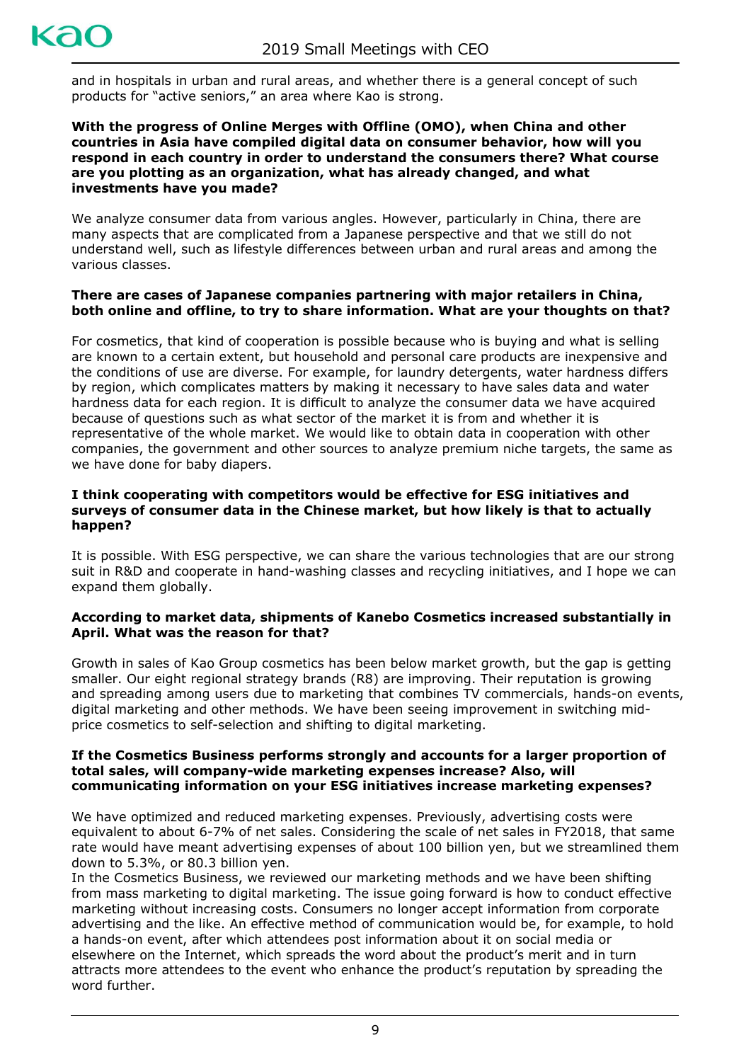and in hospitals in urban and rural areas, and whether there is a general concept of such products for "active seniors," an area where Kao is strong.

**With the progress of Online Merges with Offline (OMO), when China and other countries in Asia have compiled digital data on consumer behavior, how will you respond in each country in order to understand the consumers there? What course are you plotting as an organization, what has already changed, and what investments have you made?**

We analyze consumer data from various angles. However, particularly in China, there are many aspects that are complicated from a Japanese perspective and that we still do not understand well, such as lifestyle differences between urban and rural areas and among the various classes.

**There are cases of Japanese companies partnering with major retailers in China, both online and offline, to try to share information. What are your thoughts on that?**

For cosmetics, that kind of cooperation is possible because who is buying and what is selling are known to a certain extent, but household and personal care products are inexpensive and the conditions of use are diverse. For example, for laundry detergents, water hardness differs by region, which complicates matters by making it necessary to have sales data and water hardness data for each region. It is difficult to analyze the consumer data we have acquired because of questions such as what sector of the market it is from and whether it is representative of the whole market. We would like to obtain data in cooperation with other companies, the government and other sources to analyze premium niche targets, the same as we have done for baby diapers.

**I think cooperating with competitors would be effective for ESG initiatives and surveys of consumer data in the Chinese market, but how likely is that to actually happen?**

It is possible. With ESG perspective, we can share the various technologies that are our strong suit in R&D and cooperate in hand-washing classes and recycling initiatives, and I hope we can expand them globally.

**According to market data, shipments of Kanebo Cosmetics increased substantially in April. What was the reason for that?**

Growth in sales of Kao Group cosmetics has been below market growth, but the gap is getting smaller. Our eight regional strategy brands (R8) are improving. Their reputation is growing and spreading among users due to marketing that combines TV commercials, hands-on events, digital marketing and other methods. We have been seeing improvement in switching mid-price cosmetics to self-selection and shifting to digital marketing.

**If the Cosmetics Business performs strongly and accounts for a larger proportion of total sales, will company-wide marketing expenses increase? Also, will communicating information on your ESG initiatives increase marketing expenses?**

We have optimized and reduced marketing expenses. Previously, advertising costs were equivalent to about 6-7% of net sales. Considering the scale of net sales in FY2018, that same rate would have meant advertising expenses of about 100 billion yen, but we streamlined them down to 5.3%, or 80.3 billion yen.

In the Cosmetics Business, we reviewed our marketing methods and we have been shifting from mass marketing to digital marketing. The issue going forward is how to conduct effective marketing without increasing costs. Consumers no longer accept information from corporate advertising and the like. An effective method of communication would be, for example, to hold a hands-on event, after which attendees post information about it on social media or elsewhere on the Internet, which spreads the word about the product's merit and in turn attracts more attendees to the event who enhance the product's reputation by spreading the word further.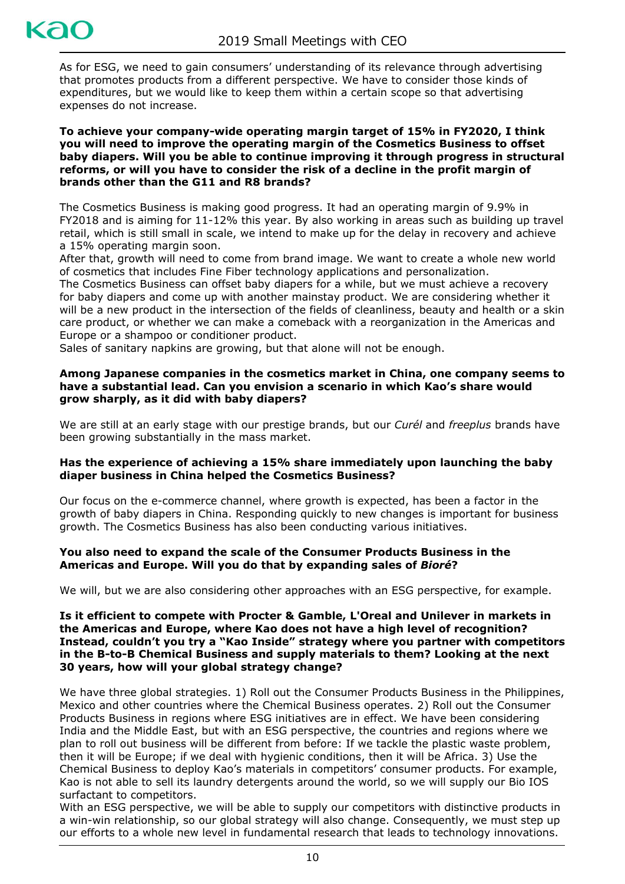As for ESG, we need to gain consumers' understanding of its relevance through advertising that promotes products from a different perspective. We have to consider those kinds of expenditures, but we would like to keep them within a certain scope so that advertising expenses do not increase.

**To achieve your company-wide operating margin target of 15% in FY2020, I think you will need to improve the operating margin of the Cosmetics Business to offset baby diapers. Will you be able to continue improving it through progress in structural reforms, or will you have to consider the risk of a decline in the profit margin of brands other than the G11 and R8 brands?**

The Cosmetics Business is making good progress. It had an operating margin of 9.9% in FY2018 and is aiming for 11-12% this year. By also working in areas such as building up travel retail, which is still small in scale, we intend to make up for the delay in recovery and achieve a 15% operating margin soon.
After that, growth will need to come from brand image. We want to create a whole new world of cosmetics that includes Fine Fiber technology applications and personalization.
The Cosmetics Business can offset baby diapers for a while, but we must achieve a recovery for baby diapers and come up with another mainstay product. We are considering whether it will be a new product in the intersection of the fields of cleanliness, beauty and health or a skin care product, or whether we can make a comeback with a reorganization in the Americas and Europe or a shampoo or conditioner product.
Sales of sanitary napkins are growing, but that alone will not be enough.

**Among Japanese companies in the cosmetics market in China, one company seems to have a substantial lead. Can you envision a scenario in which Kao's share would grow sharply, as it did with baby diapers?**

We are still at an early stage with our prestige brands, but our *Curél* and *freeplus* brands have been growing substantially in the mass market.

**Has the experience of achieving a 15% share immediately upon launching the baby diaper business in China helped the Cosmetics Business?**

Our focus on the e-commerce channel, where growth is expected, has been a factor in the growth of baby diapers in China. Responding quickly to new changes is important for business growth. The Cosmetics Business has also been conducting various initiatives.

**You also need to expand the scale of the Consumer Products Business in the Americas and Europe. Will you do that by expanding sales of *Bioré*?**

We will, but we are also considering other approaches with an ESG perspective, for example.

**Is it efficient to compete with Procter & Gamble, L'Oreal and Unilever in markets in the Americas and Europe, where Kao does not have a high level of recognition? Instead, couldn't you try a "Kao Inside" strategy where you partner with competitors in the B-to-B Chemical Business and supply materials to them? Looking at the next 30 years, how will your global strategy change?**

We have three global strategies. 1) Roll out the Consumer Products Business in the Philippines, Mexico and other countries where the Chemical Business operates. 2) Roll out the Consumer Products Business in regions where ESG initiatives are in effect. We have been considering India and the Middle East, but with an ESG perspective, the countries and regions where we plan to roll out business will be different from before: If we tackle the plastic waste problem, then it will be Europe; if we deal with hygienic conditions, then it will be Africa. 3) Use the Chemical Business to deploy Kao's materials in competitors' consumer products. For example, Kao is not able to sell its laundry detergents around the world, so we will supply our Bio IOS surfactant to competitors.
With an ESG perspective, we will be able to supply our competitors with distinctive products in a win-win relationship, so our global strategy will also change. Consequently, we must step up our efforts to a whole new level in fundamental research that leads to technology innovations.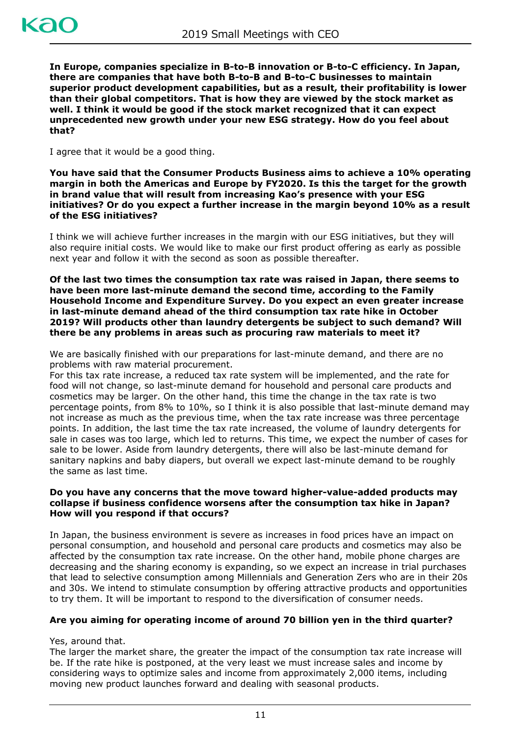**In Europe, companies specialize in B-to-B innovation or B-to-C efficiency. In Japan, there are companies that have both B-to-B and B-to-C businesses to maintain superior product development capabilities, but as a result, their profitability is lower than their global competitors. That is how they are viewed by the stock market as well. I think it would be good if the stock market recognized that it can expect unprecedented new growth under your new ESG strategy. How do you feel about that?**

I agree that it would be a good thing.

**You have said that the Consumer Products Business aims to achieve a 10% operating margin in both the Americas and Europe by FY2020. Is this the target for the growth in brand value that will result from increasing Kao's presence with your ESG initiatives? Or do you expect a further increase in the margin beyond 10% as a result of the ESG initiatives?**

I think we will achieve further increases in the margin with our ESG initiatives, but they will also require initial costs. We would like to make our first product offering as early as possible next year and follow it with the second as soon as possible thereafter.

**Of the last two times the consumption tax rate was raised in Japan, there seems to have been more last-minute demand the second time, according to the Family Household Income and Expenditure Survey. Do you expect an even greater increase in last-minute demand ahead of the third consumption tax rate hike in October 2019? Will products other than laundry detergents be subject to such demand? Will there be any problems in areas such as procuring raw materials to meet it?**

We are basically finished with our preparations for last-minute demand, and there are no problems with raw material procurement.
For this tax rate increase, a reduced tax rate system will be implemented, and the rate for food will not change, so last-minute demand for household and personal care products and cosmetics may be larger. On the other hand, this time the change in the tax rate is two percentage points, from 8% to 10%, so I think it is also possible that last-minute demand may not increase as much as the previous time, when the tax rate increase was three percentage points. In addition, the last time the tax rate increased, the volume of laundry detergents for sale in cases was too large, which led to returns. This time, we expect the number of cases for sale to be lower. Aside from laundry detergents, there will also be last-minute demand for sanitary napkins and baby diapers, but overall we expect last-minute demand to be roughly the same as last time.

**Do you have any concerns that the move toward higher-value-added products may collapse if business confidence worsens after the consumption tax hike in Japan? How will you respond if that occurs?**

In Japan, the business environment is severe as increases in food prices have an impact on personal consumption, and household and personal care products and cosmetics may also be affected by the consumption tax rate increase. On the other hand, mobile phone charges are decreasing and the sharing economy is expanding, so we expect an increase in trial purchases that lead to selective consumption among Millennials and Generation Zers who are in their 20s and 30s. We intend to stimulate consumption by offering attractive products and opportunities to try them. It will be important to respond to the diversification of consumer needs.

**Are you aiming for operating income of around 70 billion yen in the third quarter?**

Yes, around that.
The larger the market share, the greater the impact of the consumption tax rate increase will be. If the rate hike is postponed, at the very least we must increase sales and income by considering ways to optimize sales and income from approximately 2,000 items, including moving new product launches forward and dealing with seasonal products.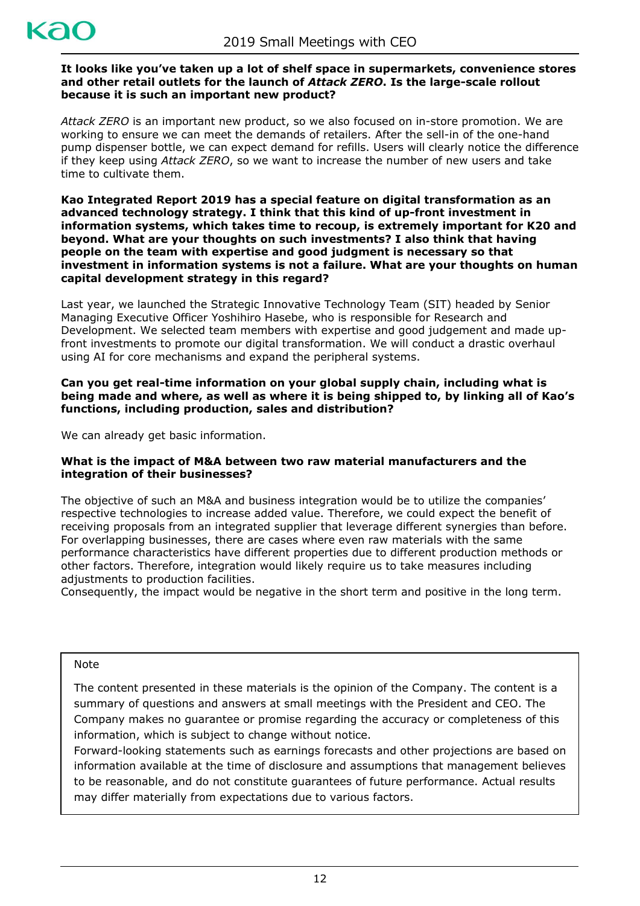**It looks like you've taken up a lot of shelf space in supermarkets, convenience stores and other retail outlets for the launch of *Attack ZERO*. Is the large-scale rollout because it is such an important new product?**

*Attack ZERO* is an important new product, so we also focused on in-store promotion. We are working to ensure we can meet the demands of retailers. After the sell-in of the one-hand pump dispenser bottle, we can expect demand for refills. Users will clearly notice the difference if they keep using *Attack ZERO*, so we want to increase the number of new users and take time to cultivate them.

**Kao Integrated Report 2019 has a special feature on digital transformation as an advanced technology strategy. I think that this kind of up-front investment in information systems, which takes time to recoup, is extremely important for K20 and beyond. What are your thoughts on such investments? I also think that having people on the team with expertise and good judgment is necessary so that investment in information systems is not a failure. What are your thoughts on human capital development strategy in this regard?**

Last year, we launched the Strategic Innovative Technology Team (SIT) headed by Senior Managing Executive Officer Yoshihiro Hasebe, who is responsible for Research and Development. We selected team members with expertise and good judgement and made up-front investments to promote our digital transformation. We will conduct a drastic overhaul using AI for core mechanisms and expand the peripheral systems.

**Can you get real-time information on your global supply chain, including what is being made and where, as well as where it is being shipped to, by linking all of Kao's functions, including production, sales and distribution?**

We can already get basic information.

**What is the impact of M&A between two raw material manufacturers and the integration of their businesses?**

The objective of such an M&A and business integration would be to utilize the companies' respective technologies to increase added value. Therefore, we could expect the benefit of receiving proposals from an integrated supplier that leverage different synergies than before. For overlapping businesses, there are cases where even raw materials with the same performance characteristics have different properties due to different production methods or other factors. Therefore, integration would likely require us to take measures including adjustments to production facilities.
Consequently, the impact would be negative in the short term and positive in the long term.

Note

The content presented in these materials is the opinion of the Company. The content is a summary of questions and answers at small meetings with the President and CEO. The Company makes no guarantee or promise regarding the accuracy or completeness of this information, which is subject to change without notice.
Forward-looking statements such as earnings forecasts and other projections are based on information available at the time of disclosure and assumptions that management believes to be reasonable, and do not constitute guarantees of future performance. Actual results may differ materially from expectations due to various factors.